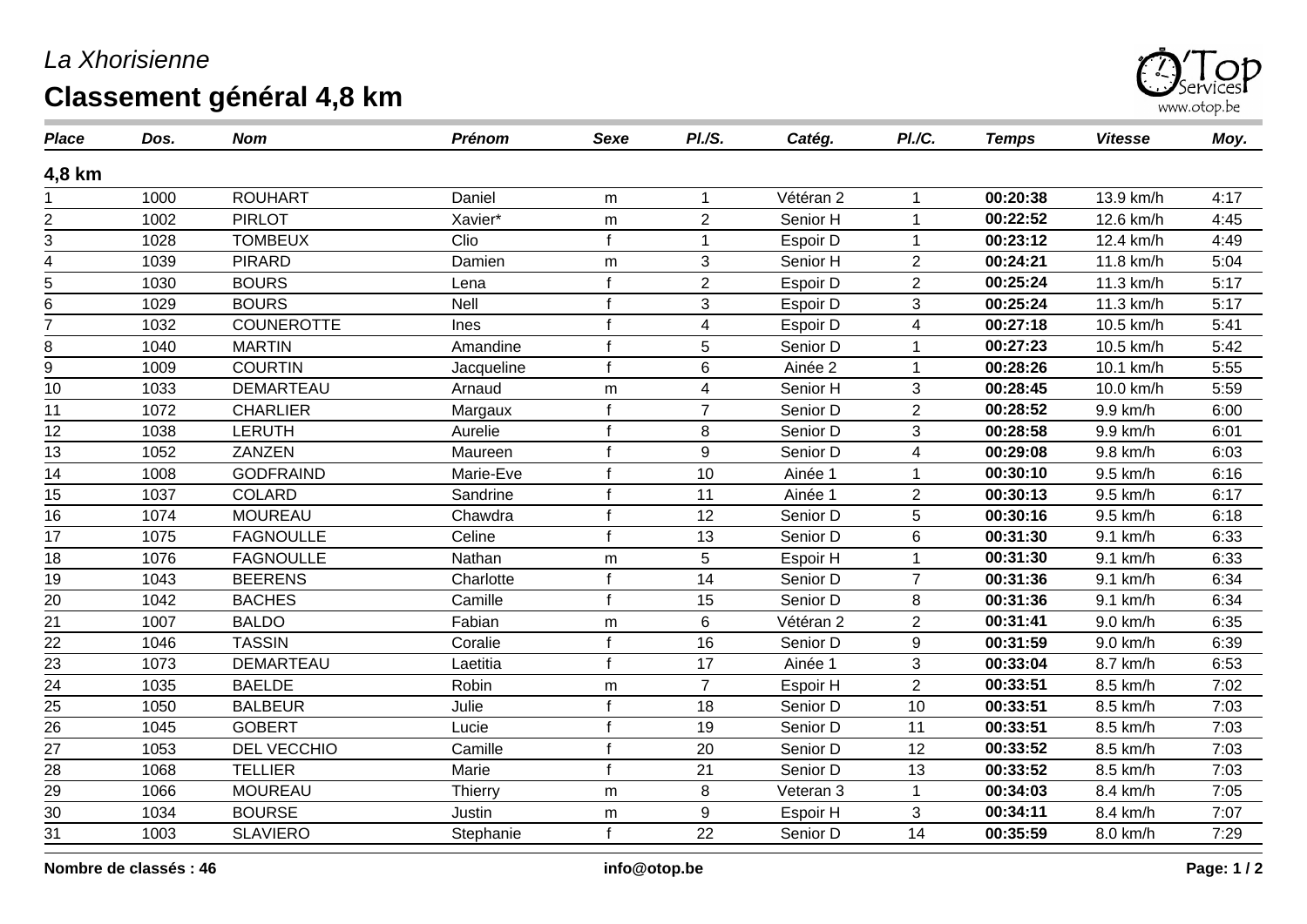*La Xhorisienne*

# Classement général 4,8 km

| *Place* | *Dos.* | *Nom* | *Prénom* | *Sexe* | *Pl./S.* | *Catég.* | *Pl./C.* | *Temps* | *Vitesse* | *Moy.* |
|---|---|---|---|---|---|---|---|---|---|---|
| **4,8 km** | | | | | | | | | | |
| 1 | 1000 | ROUHART | Daniel | m | 1 | Vétéran 2 | 1 | **00:20:38** | 13.9 km/h | 4:17 |
| 2 | 1002 | PIRLOT | Xavier* | m | 2 | Senior H | 1 | **00:22:52** | 12.6 km/h | 4:45 |
| 3 | 1028 | TOMBEUX | Clio | f | 1 | Espoir D | 1 | **00:23:12** | 12.4 km/h | 4:49 |
| 4 | 1039 | PIRARD | Damien | m | 3 | Senior H | 2 | **00:24:21** | 11.8 km/h | 5:04 |
| 5 | 1030 | BOURS | Lena | f | 2 | Espoir D | 2 | **00:25:24** | 11.3 km/h | 5:17 |
| 6 | 1029 | BOURS | Nell | f | 3 | Espoir D | 3 | **00:25:24** | 11.3 km/h | 5:17 |
| 7 | 1032 | COUNEROTTE | Ines | f | 4 | Espoir D | 4 | **00:27:18** | 10.5 km/h | 5:41 |
| 8 | 1040 | MARTIN | Amandine | f | 5 | Senior D | 1 | **00:27:23** | 10.5 km/h | 5:42 |
| 9 | 1009 | COURTIN | Jacqueline | f | 6 | Ainée 2 | 1 | **00:28:26** | 10.1 km/h | 5:55 |
| 10 | 1033 | DEMARTEAU | Arnaud | m | 4 | Senior H | 3 | **00:28:45** | 10.0 km/h | 5:59 |
| 11 | 1072 | CHARLIER | Margaux | f | 7 | Senior D | 2 | **00:28:52** | 9.9 km/h | 6:00 |
| 12 | 1038 | LERUTH | Aurelie | f | 8 | Senior D | 3 | **00:28:58** | 9.9 km/h | 6:01 |
| 13 | 1052 | ZANZEN | Maureen | f | 9 | Senior D | 4 | **00:29:08** | 9.8 km/h | 6:03 |
| 14 | 1008 | GODFRAIND | Marie-Eve | f | 10 | Ainée 1 | 1 | **00:30:10** | 9.5 km/h | 6:16 |
| 15 | 1037 | COLARD | Sandrine | f | 11 | Ainée 1 | 2 | **00:30:13** | 9.5 km/h | 6:17 |
| 16 | 1074 | MOUREAU | Chawdra | f | 12 | Senior D | 5 | **00:30:16** | 9.5 km/h | 6:18 |
| 17 | 1075 | FAGNOULLE | Celine | f | 13 | Senior D | 6 | **00:31:30** | 9.1 km/h | 6:33 |
| 18 | 1076 | FAGNOULLE | Nathan | m | 5 | Espoir H | 1 | **00:31:30** | 9.1 km/h | 6:33 |
| 19 | 1043 | BEERENS | Charlotte | f | 14 | Senior D | 7 | **00:31:36** | 9.1 km/h | 6:34 |
| 20 | 1042 | BACHES | Camille | f | 15 | Senior D | 8 | **00:31:36** | 9.1 km/h | 6:34 |
| 21 | 1007 | BALDO | Fabian | m | 6 | Vétéran 2 | 2 | **00:31:41** | 9.0 km/h | 6:35 |
| 22 | 1046 | TASSIN | Coralie | f | 16 | Senior D | 9 | **00:31:59** | 9.0 km/h | 6:39 |
| 23 | 1073 | DEMARTEAU | Laetitia | f | 17 | Ainée 1 | 3 | **00:33:04** | 8.7 km/h | 6:53 |
| 24 | 1035 | BAELDE | Robin | m | 7 | Espoir H | 2 | **00:33:51** | 8.5 km/h | 7:02 |
| 25 | 1050 | BALBEUR | Julie | f | 18 | Senior D | 10 | **00:33:51** | 8.5 km/h | 7:03 |
| 26 | 1045 | GOBERT | Lucie | f | 19 | Senior D | 11 | **00:33:51** | 8.5 km/h | 7:03 |
| 27 | 1053 | DEL VECCHIO | Camille | f | 20 | Senior D | 12 | **00:33:52** | 8.5 km/h | 7:03 |
| 28 | 1068 | TELLIER | Marie | f | 21 | Senior D | 13 | **00:33:52** | 8.5 km/h | 7:03 |
| 29 | 1066 | MOUREAU | Thierry | m | 8 | Veteran 3 | 1 | **00:34:03** | 8.4 km/h | 7:05 |
| 30 | 1034 | BOURSE | Justin | m | 9 | Espoir H | 3 | **00:34:11** | 8.4 km/h | 7:07 |
| 31 | 1003 | SLAVIERO | Stephanie | f | 22 | Senior D | 14 | **00:35:59** | 8.0 km/h | 7:29 |

**Nombre de classés : 46**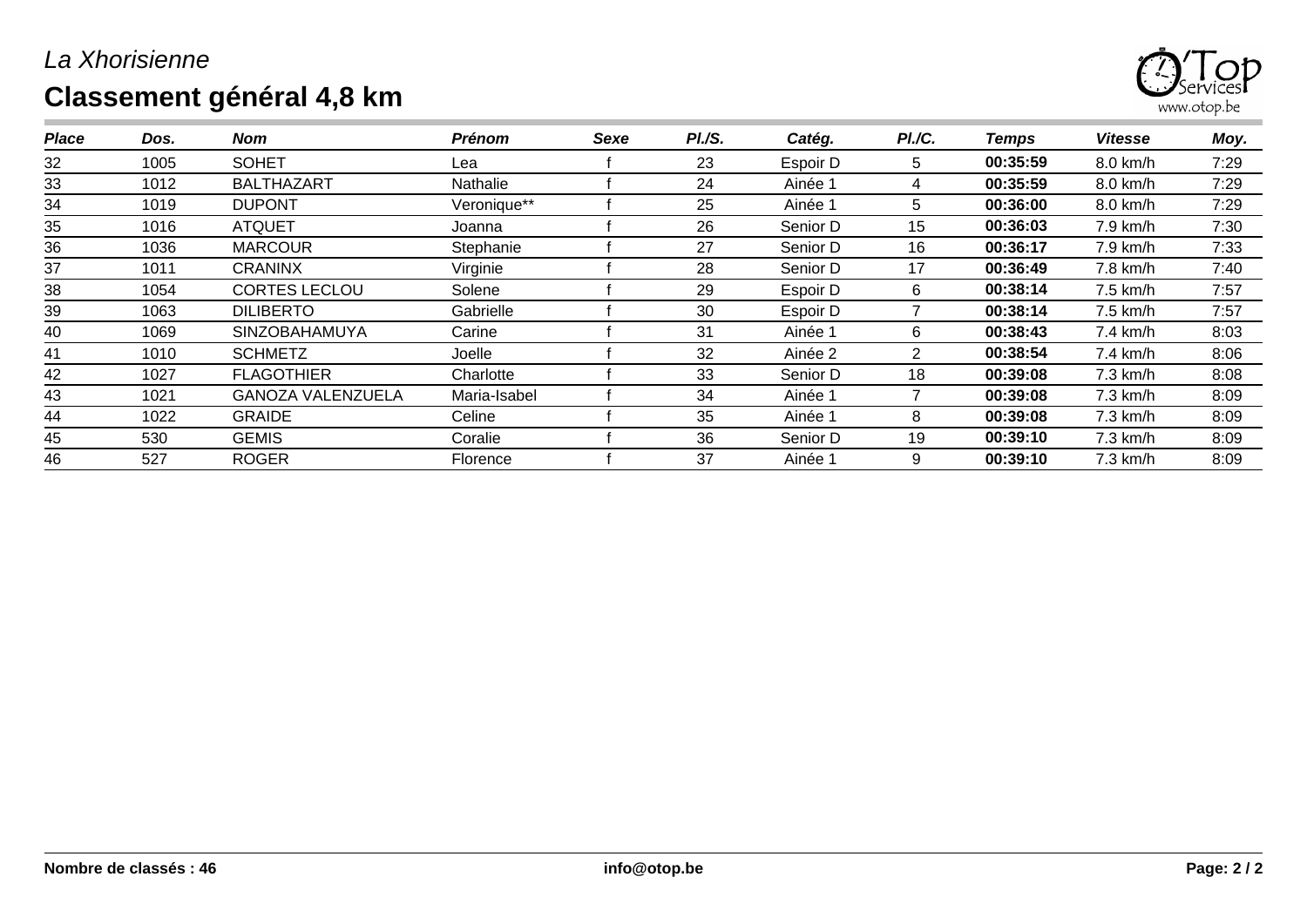*La Xhorisienne*

# Classement général 4,8 km

| Place | Dos. | Nom | Prénom | Sexe | Pl./S. | Catég. | Pl./C. | Temps | Vitesse | Moy. |
|---|---|---|---|---|---|---|---|---|---|---|
| 32 | 1005 | SOHET | Lea | f | 23 | Espoir D | 5 | **00:35:59** | 8.0 km/h | 7:29 |
| 33 | 1012 | BALTHAZART | Nathalie | f | 24 | Ainée 1 | 4 | **00:35:59** | 8.0 km/h | 7:29 |
| 34 | 1019 | DUPONT | Veronique** | f | 25 | Ainée 1 | 5 | **00:36:00** | 8.0 km/h | 7:29 |
| 35 | 1016 | ATQUET | Joanna | f | 26 | Senior D | 15 | **00:36:03** | 7.9 km/h | 7:30 |
| 36 | 1036 | MARCOUR | Stephanie | f | 27 | Senior D | 16 | **00:36:17** | 7.9 km/h | 7:33 |
| 37 | 1011 | CRANINX | Virginie | f | 28 | Senior D | 17 | **00:36:49** | 7.8 km/h | 7:40 |
| 38 | 1054 | CORTES LECLOU | Solene | f | 29 | Espoir D | 6 | **00:38:14** | 7.5 km/h | 7:57 |
| 39 | 1063 | DILIBERTO | Gabrielle | f | 30 | Espoir D | 7 | **00:38:14** | 7.5 km/h | 7:57 |
| 40 | 1069 | SINZOBAHAMUYA | Carine | f | 31 | Ainée 1 | 6 | **00:38:43** | 7.4 km/h | 8:03 |
| 41 | 1010 | SCHMETZ | Joelle | f | 32 | Ainée 2 | 2 | **00:38:54** | 7.4 km/h | 8:06 |
| 42 | 1027 | FLAGOTHIER | Charlotte | f | 33 | Senior D | 18 | **00:39:08** | 7.3 km/h | 8:08 |
| 43 | 1021 | GANOZA VALENZUELA | Maria-Isabel | f | 34 | Ainée 1 | 7 | **00:39:08** | 7.3 km/h | 8:09 |
| 44 | 1022 | GRAIDE | Celine | f | 35 | Ainée 1 | 8 | **00:39:08** | 7.3 km/h | 8:09 |
| 45 | 530 | GEMIS | Coralie | f | 36 | Senior D | 19 | **00:39:10** | 7.3 km/h | 8:09 |
| 46 | 527 | ROGER | Florence | f | 37 | Ainée 1 | 9 | **00:39:10** | 7.3 km/h | 8:09 |

**Nombre de classés : 46** **info@otop.be**